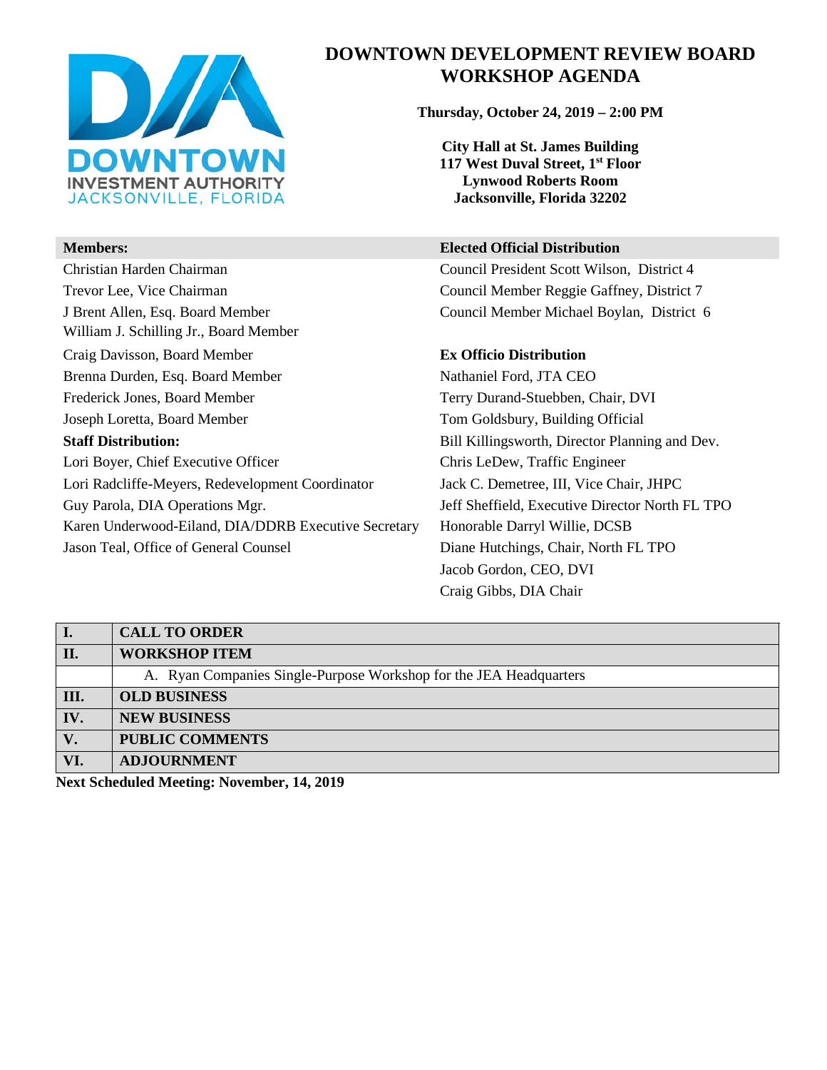# DOWNTOWN DEVELOPMENT REVIEW BOARD WORKSHOP AGENDA

**Thursday, October 24, 2019 – 2:00 PM**

**City Hall at St. James Building**
**117 West Duval Street, 1st Floor**
**Lynwood Roberts Room**
**Jacksonville, Florida 32202**

**Members:**

Christian Harden Chairman
Trevor Lee, Vice Chairman
J Brent Allen, Esq. Board Member
William J. Schilling Jr., Board Member
Craig Davisson, Board Member
Brenna Durden, Esq. Board Member
Frederick Jones, Board Member
Joseph Loretta, Board Member

**Staff Distribution:**

Lori Boyer, Chief Executive Officer
Lori Radcliffe-Meyers, Redevelopment Coordinator
Guy Parola, DIA Operations Mgr.
Karen Underwood-Eiland, DIA/DDRB Executive Secretary
Jason Teal, Office of General Counsel

**Elected Official Distribution**

Council President Scott Wilson, District 4
Council Member Reggie Gaffney, District 7
Council Member Michael Boylan, District 6

**Ex Officio Distribution**

Nathaniel Ford, JTA CEO
Terry Durand-Stuebben, Chair, DVI
Tom Goldsbury, Building Official
Bill Killingsworth, Director Planning and Dev.
Chris LeDew, Traffic Engineer
Jack C. Demetree, III, Vice Chair, JHPC
Jeff Sheffield, Executive Director North FL TPO
Honorable Darryl Willie, DCSB
Diane Hutchings, Chair, North FL TPO
Jacob Gordon, CEO, DVI
Craig Gibbs, DIA Chair

| | |
|---|---|
| **I.** | **CALL TO ORDER** |
| **II.** | **WORKSHOP ITEM** |
| | A. Ryan Companies Single-Purpose Workshop for the JEA Headquarters |
| **III.** | **OLD BUSINESS** |
| **IV.** | **NEW BUSINESS** |
| **V.** | **PUBLIC COMMENTS** |
| **VI.** | **ADJOURNMENT** |

**Next Scheduled Meeting: November, 14, 2019**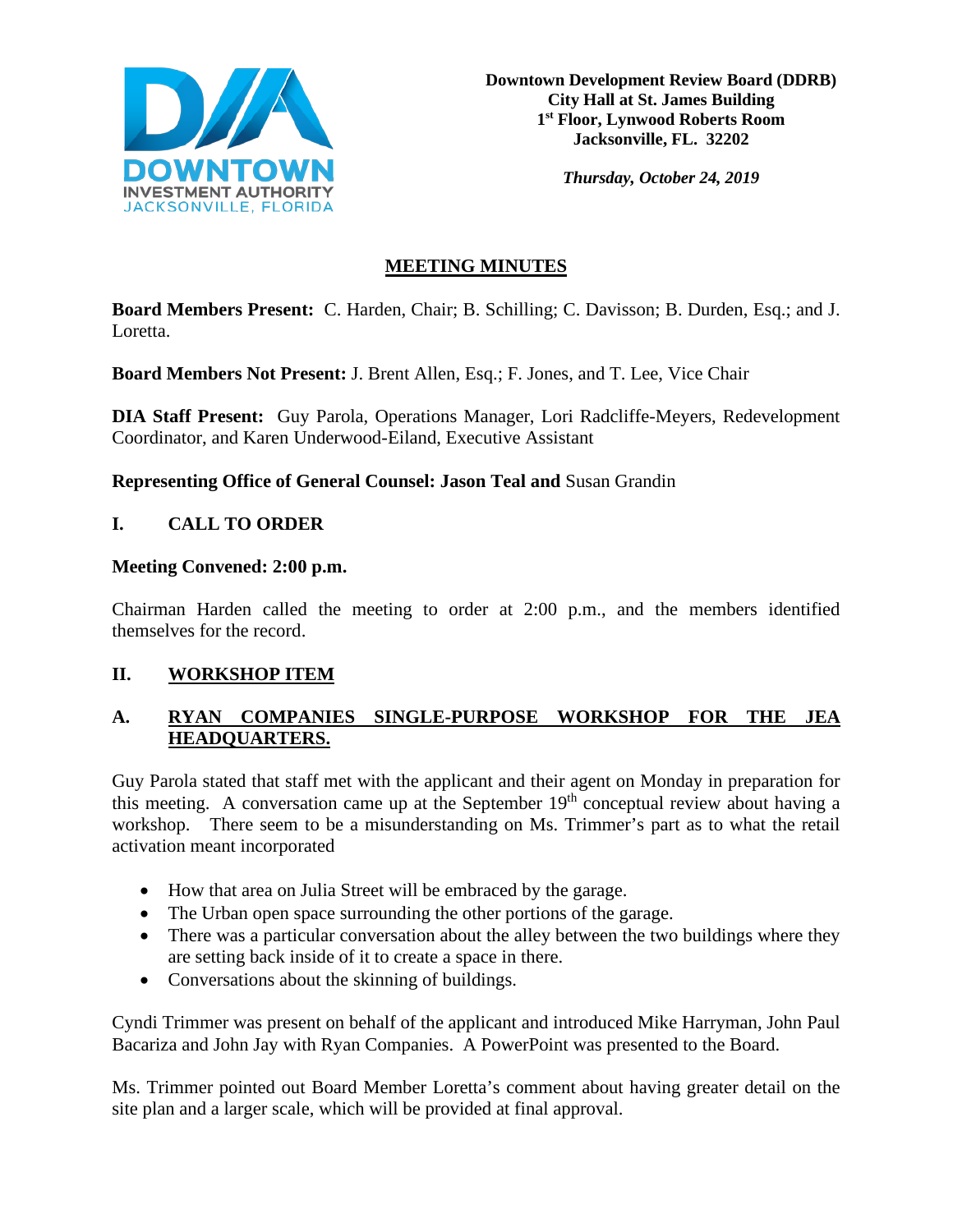**Downtown Development Review Board (DDRB)**
**City Hall at St. James Building**
**1st Floor, Lynwood Roberts Room**
**Jacksonville, FL. 32202**

***Thursday, October 24, 2019***

## MEETING MINUTES

**Board Members Present:** C. Harden, Chair; B. Schilling; C. Davisson; B. Durden, Esq.; and J. Loretta.

**Board Members Not Present:** J. Brent Allen, Esq.; F. Jones, and T. Lee, Vice Chair

**DIA Staff Present:** Guy Parola, Operations Manager, Lori Radcliffe-Meyers, Redevelopment Coordinator, and Karen Underwood-Eiland, Executive Assistant

**Representing Office of General Counsel: Jason Teal and** Susan Grandin

## I. CALL TO ORDER

**Meeting Convened: 2:00 p.m.**

Chairman Harden called the meeting to order at 2:00 p.m., and the members identified themselves for the record.

## II. WORKSHOP ITEM

### A. RYAN COMPANIES SINGLE-PURPOSE WORKSHOP FOR THE JEA HEADQUARTERS.

Guy Parola stated that staff met with the applicant and their agent on Monday in preparation for this meeting. A conversation came up at the September 19th conceptual review about having a workshop. There seem to be a misunderstanding on Ms. Trimmer's part as to what the retail activation meant incorporated

- How that area on Julia Street will be embraced by the garage.
- The Urban open space surrounding the other portions of the garage.
- There was a particular conversation about the alley between the two buildings where they are setting back inside of it to create a space in there.
- Conversations about the skinning of buildings.

Cyndi Trimmer was present on behalf of the applicant and introduced Mike Harryman, John Paul Bacariza and John Jay with Ryan Companies. A PowerPoint was presented to the Board.

Ms. Trimmer pointed out Board Member Loretta's comment about having greater detail on the site plan and a larger scale, which will be provided at final approval.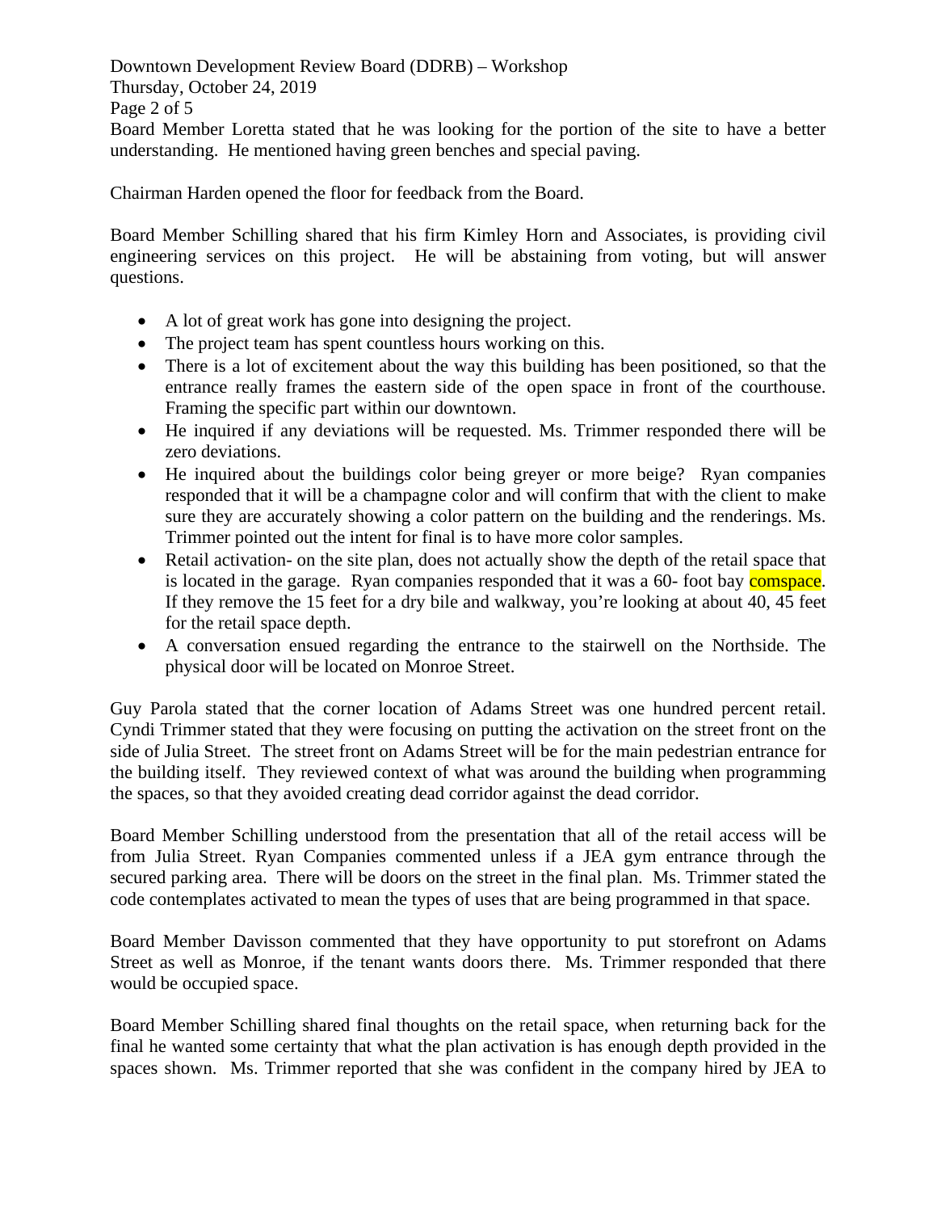Board Member Loretta stated that he was looking for the portion of the site to have a better understanding. He mentioned having green benches and special paving.

Chairman Harden opened the floor for feedback from the Board.

Board Member Schilling shared that his firm Kimley Horn and Associates, is providing civil engineering services on this project. He will be abstaining from voting, but will answer questions.

- A lot of great work has gone into designing the project.
- The project team has spent countless hours working on this.
- There is a lot of excitement about the way this building has been positioned, so that the entrance really frames the eastern side of the open space in front of the courthouse. Framing the specific part within our downtown.
- He inquired if any deviations will be requested. Ms. Trimmer responded there will be zero deviations.
- He inquired about the buildings color being greyer or more beige? Ryan companies responded that it will be a champagne color and will confirm that with the client to make sure they are accurately showing a color pattern on the building and the renderings. Ms. Trimmer pointed out the intent for final is to have more color samples.
- Retail activation- on the site plan, does not actually show the depth of the retail space that is located in the garage. Ryan companies responded that it was a 60- foot bay comspace. If they remove the 15 feet for a dry bile and walkway, you're looking at about 40, 45 feet for the retail space depth.
- A conversation ensued regarding the entrance to the stairwell on the Northside. The physical door will be located on Monroe Street.

Guy Parola stated that the corner location of Adams Street was one hundred percent retail. Cyndi Trimmer stated that they were focusing on putting the activation on the street front on the side of Julia Street. The street front on Adams Street will be for the main pedestrian entrance for the building itself. They reviewed context of what was around the building when programming the spaces, so that they avoided creating dead corridor against the dead corridor.

Board Member Schilling understood from the presentation that all of the retail access will be from Julia Street. Ryan Companies commented unless if a JEA gym entrance through the secured parking area. There will be doors on the street in the final plan. Ms. Trimmer stated the code contemplates activated to mean the types of uses that are being programmed in that space.

Board Member Davisson commented that they have opportunity to put storefront on Adams Street as well as Monroe, if the tenant wants doors there. Ms. Trimmer responded that there would be occupied space.

Board Member Schilling shared final thoughts on the retail space, when returning back for the final he wanted some certainty that what the plan activation is has enough depth provided in the spaces shown. Ms. Trimmer reported that she was confident in the company hired by JEA to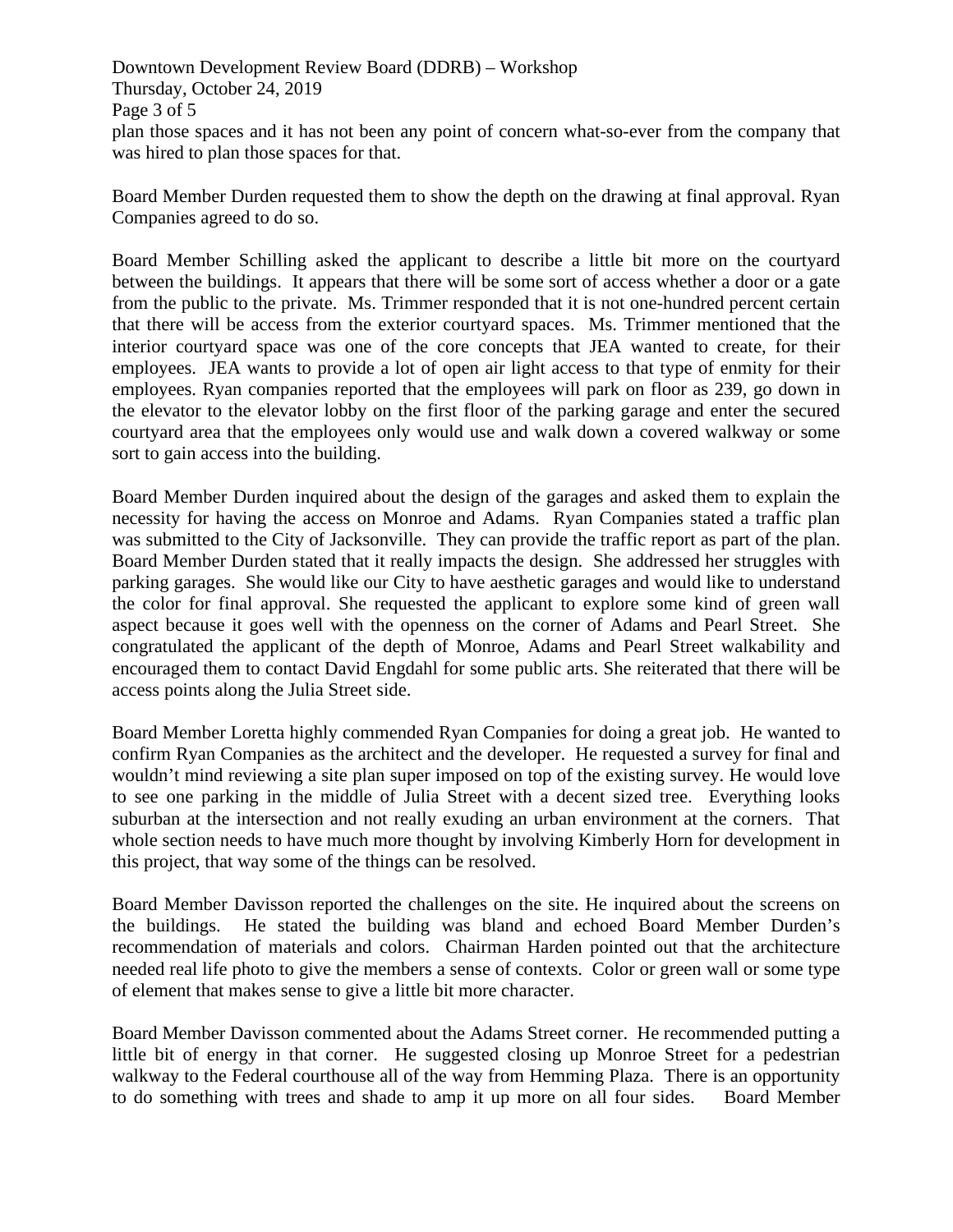plan those spaces and it has not been any point of concern what-so-ever from the company that was hired to plan those spaces for that.

Board Member Durden requested them to show the depth on the drawing at final approval. Ryan Companies agreed to do so.

Board Member Schilling asked the applicant to describe a little bit more on the courtyard between the buildings. It appears that there will be some sort of access whether a door or a gate from the public to the private. Ms. Trimmer responded that it is not one-hundred percent certain that there will be access from the exterior courtyard spaces. Ms. Trimmer mentioned that the interior courtyard space was one of the core concepts that JEA wanted to create, for their employees. JEA wants to provide a lot of open air light access to that type of enmity for their employees. Ryan companies reported that the employees will park on floor as 239, go down in the elevator to the elevator lobby on the first floor of the parking garage and enter the secured courtyard area that the employees only would use and walk down a covered walkway or some sort to gain access into the building.

Board Member Durden inquired about the design of the garages and asked them to explain the necessity for having the access on Monroe and Adams. Ryan Companies stated a traffic plan was submitted to the City of Jacksonville. They can provide the traffic report as part of the plan. Board Member Durden stated that it really impacts the design. She addressed her struggles with parking garages. She would like our City to have aesthetic garages and would like to understand the color for final approval. She requested the applicant to explore some kind of green wall aspect because it goes well with the openness on the corner of Adams and Pearl Street. She congratulated the applicant of the depth of Monroe, Adams and Pearl Street walkability and encouraged them to contact David Engdahl for some public arts. She reiterated that there will be access points along the Julia Street side.

Board Member Loretta highly commended Ryan Companies for doing a great job. He wanted to confirm Ryan Companies as the architect and the developer. He requested a survey for final and wouldn't mind reviewing a site plan super imposed on top of the existing survey. He would love to see one parking in the middle of Julia Street with a decent sized tree. Everything looks suburban at the intersection and not really exuding an urban environment at the corners. That whole section needs to have much more thought by involving Kimberly Horn for development in this project, that way some of the things can be resolved.

Board Member Davisson reported the challenges on the site. He inquired about the screens on the buildings. He stated the building was bland and echoed Board Member Durden's recommendation of materials and colors. Chairman Harden pointed out that the architecture needed real life photo to give the members a sense of contexts. Color or green wall or some type of element that makes sense to give a little bit more character.

Board Member Davisson commented about the Adams Street corner. He recommended putting a little bit of energy in that corner. He suggested closing up Monroe Street for a pedestrian walkway to the Federal courthouse all of the way from Hemming Plaza. There is an opportunity to do something with trees and shade to amp it up more on all four sides. Board Member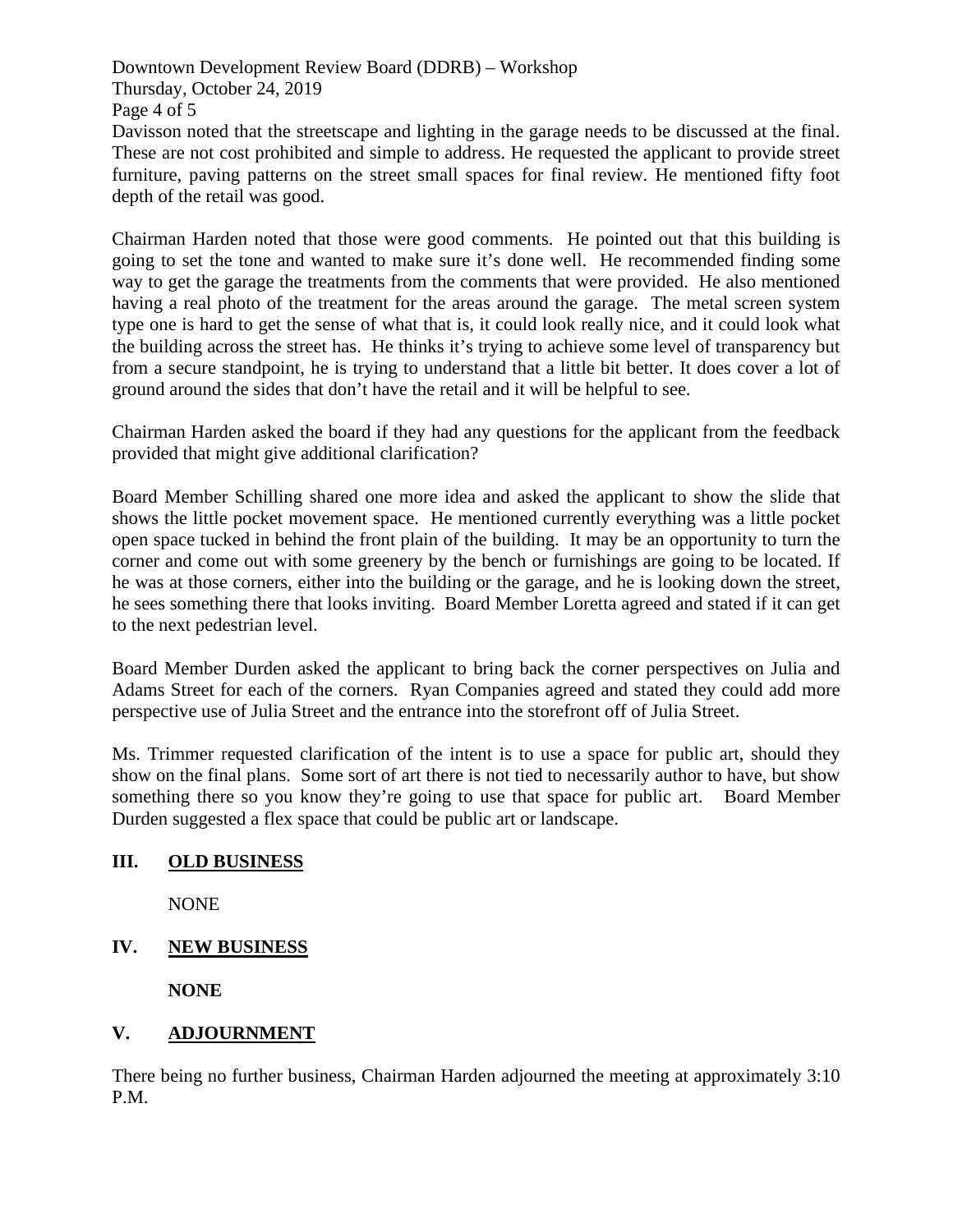Davisson noted that the streetscape and lighting in the garage needs to be discussed at the final. These are not cost prohibited and simple to address. He requested the applicant to provide street furniture, paving patterns on the street small spaces for final review. He mentioned fifty foot depth of the retail was good.

Chairman Harden noted that those were good comments. He pointed out that this building is going to set the tone and wanted to make sure it's done well. He recommended finding some way to get the garage the treatments from the comments that were provided. He also mentioned having a real photo of the treatment for the areas around the garage. The metal screen system type one is hard to get the sense of what that is, it could look really nice, and it could look what the building across the street has. He thinks it's trying to achieve some level of transparency but from a secure standpoint, he is trying to understand that a little bit better. It does cover a lot of ground around the sides that don't have the retail and it will be helpful to see.

Chairman Harden asked the board if they had any questions for the applicant from the feedback provided that might give additional clarification?

Board Member Schilling shared one more idea and asked the applicant to show the slide that shows the little pocket movement space. He mentioned currently everything was a little pocket open space tucked in behind the front plain of the building. It may be an opportunity to turn the corner and come out with some greenery by the bench or furnishings are going to be located. If he was at those corners, either into the building or the garage, and he is looking down the street, he sees something there that looks inviting. Board Member Loretta agreed and stated if it can get to the next pedestrian level.

Board Member Durden asked the applicant to bring back the corner perspectives on Julia and Adams Street for each of the corners. Ryan Companies agreed and stated they could add more perspective use of Julia Street and the entrance into the storefront off of Julia Street.

Ms. Trimmer requested clarification of the intent is to use a space for public art, should they show on the final plans. Some sort of art there is not tied to necessarily author to have, but show something there so you know they're going to use that space for public art. Board Member Durden suggested a flex space that could be public art or landscape.

## III. OLD BUSINESS

NONE

## IV. NEW BUSINESS

**NONE**

## V. ADJOURNMENT

There being no further business, Chairman Harden adjourned the meeting at approximately 3:10 P.M.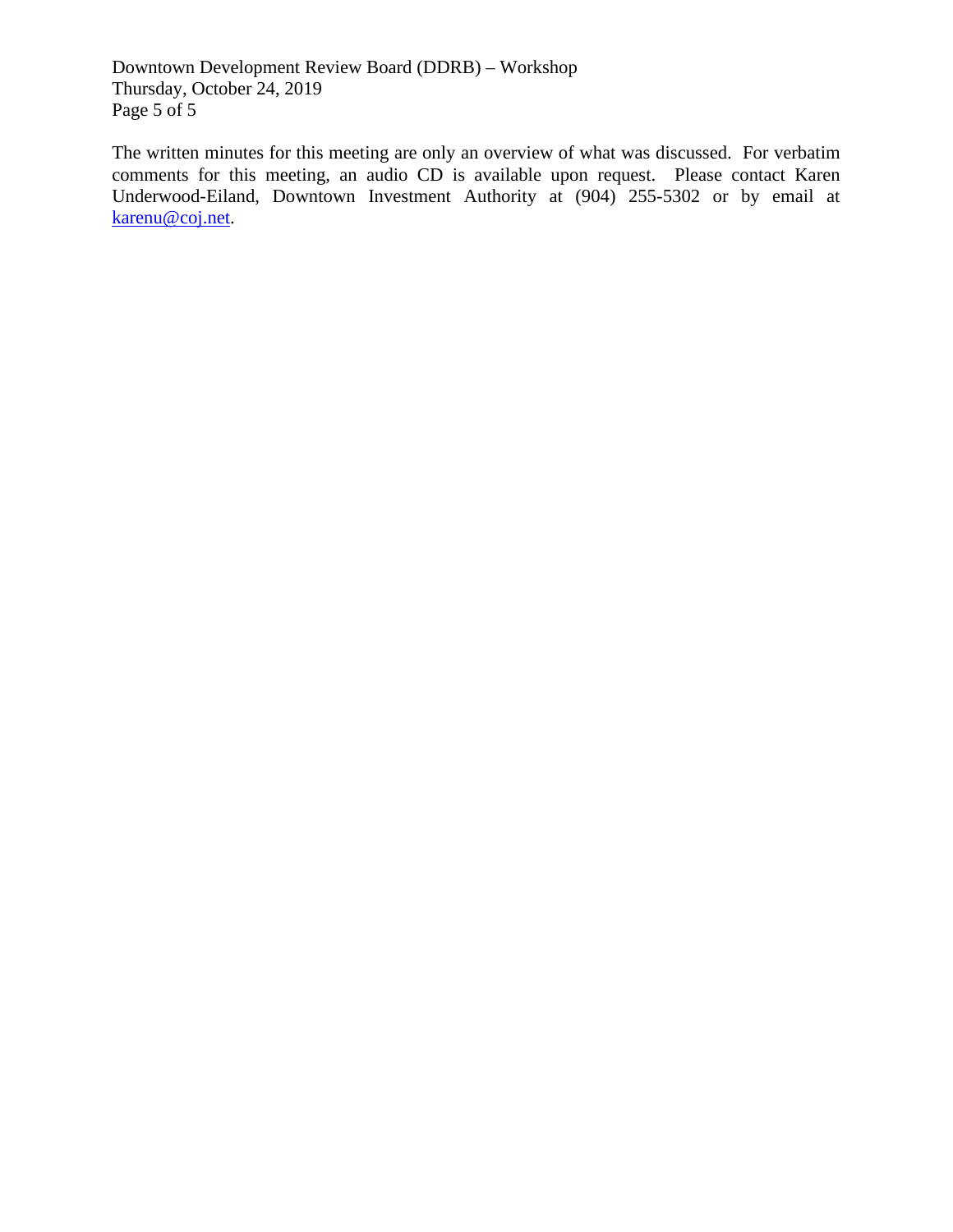The written minutes for this meeting are only an overview of what was discussed. For verbatim comments for this meeting, an audio CD is available upon request. Please contact Karen Underwood-Eiland, Downtown Investment Authority at (904) 255-5302 or by email at karenu@coj.net.